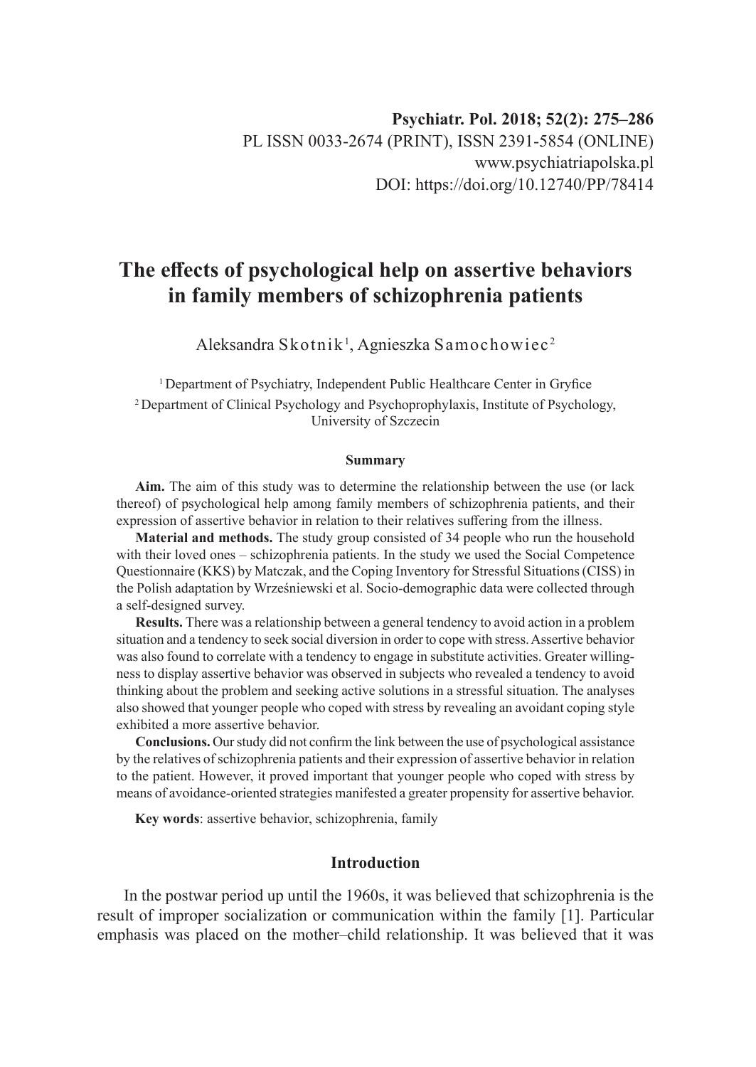# The effects of psychological help on assertive behaviors in family members of schizophrenia patients

Aleksandra Skotnik [1], Agnieszka Samochowiec [2]

[1] Department of Psychiatry, Independent Public Healthcare Center in Gryfice

[2] Department of Clinical Psychology and Psychoprophylaxis, Institute of Psychology, University of Szczecin

**Summary**

**Aim.** The aim of this study was to determine the relationship between the use (or lack thereof) of psychological help among family members of schizophrenia patients, and their expression of assertive behavior in relation to their relatives suffering from the illness.

**Material and methods.** The study group consisted of 34 people who run the household with their loved ones – schizophrenia patients. In the study we used the Social Competence Questionnaire (KKS) by Matczak, and the Coping Inventory for Stressful Situations (CISS) in the Polish adaptation by Wrześniewski et al. Socio-demographic data were collected through a self-designed survey.

**Results.** There was a relationship between a general tendency to avoid action in a problem situation and a tendency to seek social diversion in order to cope with stress. Assertive behavior was also found to correlate with a tendency to engage in substitute activities. Greater willingness to display assertive behavior was observed in subjects who revealed a tendency to avoid thinking about the problem and seeking active solutions in a stressful situation. The analyses also showed that younger people who coped with stress by revealing an avoidant coping style exhibited a more assertive behavior.

**Conclusions.** Our study did not confirm the link between the use of psychological assistance by the relatives of schizophrenia patients and their expression of assertive behavior in relation to the patient. However, it proved important that younger people who coped with stress by means of avoidance-oriented strategies manifested a greater propensity for assertive behavior.

**Key words**: assertive behavior, schizophrenia, family

## Introduction

In the postwar period up until the 1960s, it was believed that schizophrenia is the result of improper socialization or communication within the family [1]. Particular emphasis was placed on the mother–child relationship. It was believed that it was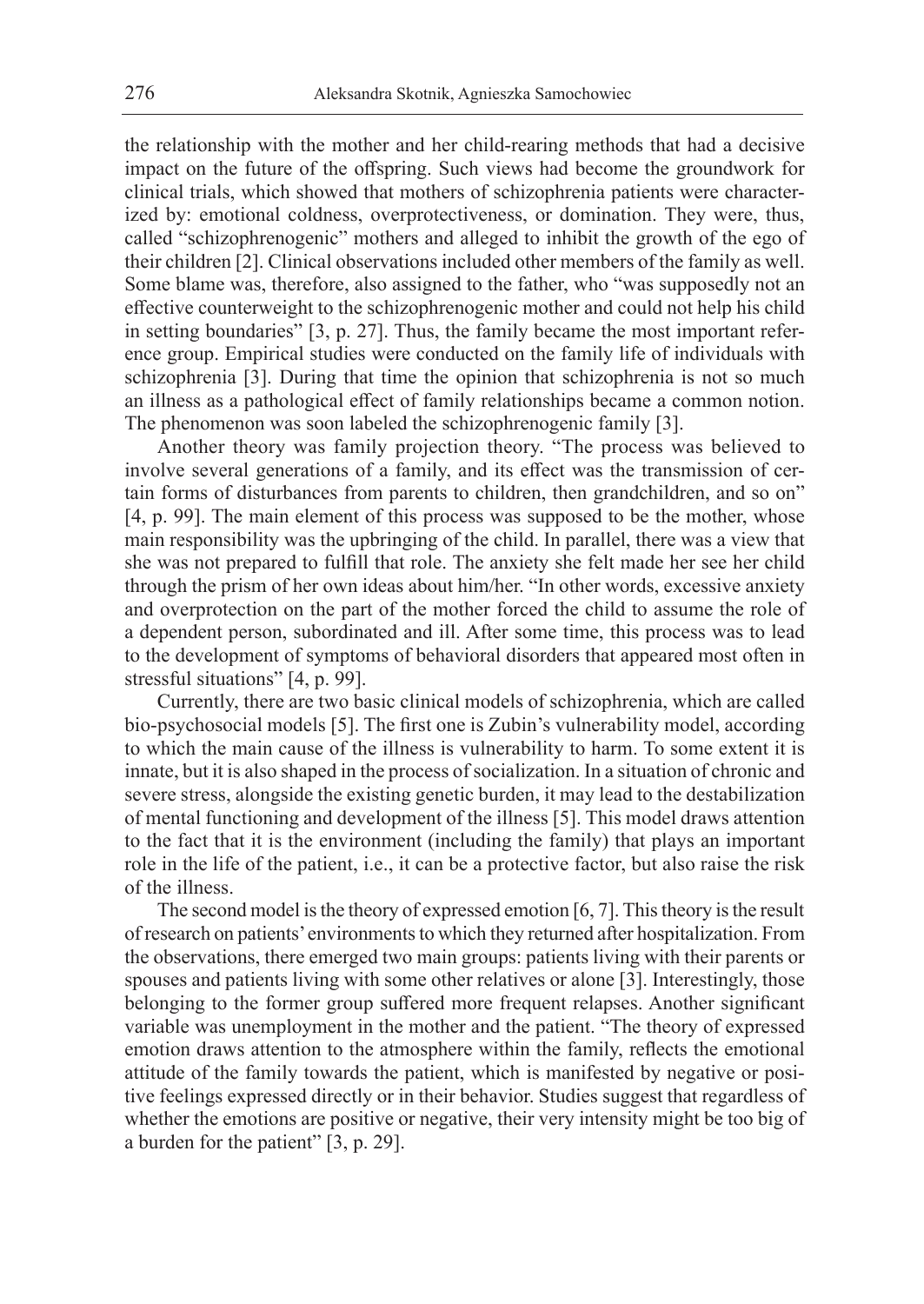the relationship with the mother and her child-rearing methods that had a decisive impact on the future of the offspring. Such views had become the groundwork for clinical trials, which showed that mothers of schizophrenia patients were characterized by: emotional coldness, overprotectiveness, or domination. They were, thus, called "schizophrenogenic" mothers and alleged to inhibit the growth of the ego of their children [2]. Clinical observations included other members of the family as well. Some blame was, therefore, also assigned to the father, who "was supposedly not an effective counterweight to the schizophrenogenic mother and could not help his child in setting boundaries" [3, p. 27]. Thus, the family became the most important reference group. Empirical studies were conducted on the family life of individuals with schizophrenia [3]. During that time the opinion that schizophrenia is not so much an illness as a pathological effect of family relationships became a common notion. The phenomenon was soon labeled the schizophrenogenic family [3].

Another theory was family projection theory. "The process was believed to involve several generations of a family, and its effect was the transmission of certain forms of disturbances from parents to children, then grandchildren, and so on" [4, p. 99]. The main element of this process was supposed to be the mother, whose main responsibility was the upbringing of the child. In parallel, there was a view that she was not prepared to fulfill that role. The anxiety she felt made her see her child through the prism of her own ideas about him/her. "In other words, excessive anxiety and overprotection on the part of the mother forced the child to assume the role of a dependent person, subordinated and ill. After some time, this process was to lead to the development of symptoms of behavioral disorders that appeared most often in stressful situations" [4, p. 99].

Currently, there are two basic clinical models of schizophrenia, which are called bio-psychosocial models [5]. The first one is Zubin's vulnerability model, according to which the main cause of the illness is vulnerability to harm. To some extent it is innate, but it is also shaped in the process of socialization. In a situation of chronic and severe stress, alongside the existing genetic burden, it may lead to the destabilization of mental functioning and development of the illness [5]. This model draws attention to the fact that it is the environment (including the family) that plays an important role in the life of the patient, i.e., it can be a protective factor, but also raise the risk of the illness.

The second model is the theory of expressed emotion [6, 7]. This theory is the result of research on patients' environments to which they returned after hospitalization. From the observations, there emerged two main groups: patients living with their parents or spouses and patients living with some other relatives or alone [3]. Interestingly, those belonging to the former group suffered more frequent relapses. Another significant variable was unemployment in the mother and the patient. "The theory of expressed emotion draws attention to the atmosphere within the family, reflects the emotional attitude of the family towards the patient, which is manifested by negative or positive feelings expressed directly or in their behavior. Studies suggest that regardless of whether the emotions are positive or negative, their very intensity might be too big of a burden for the patient" [3, p. 29].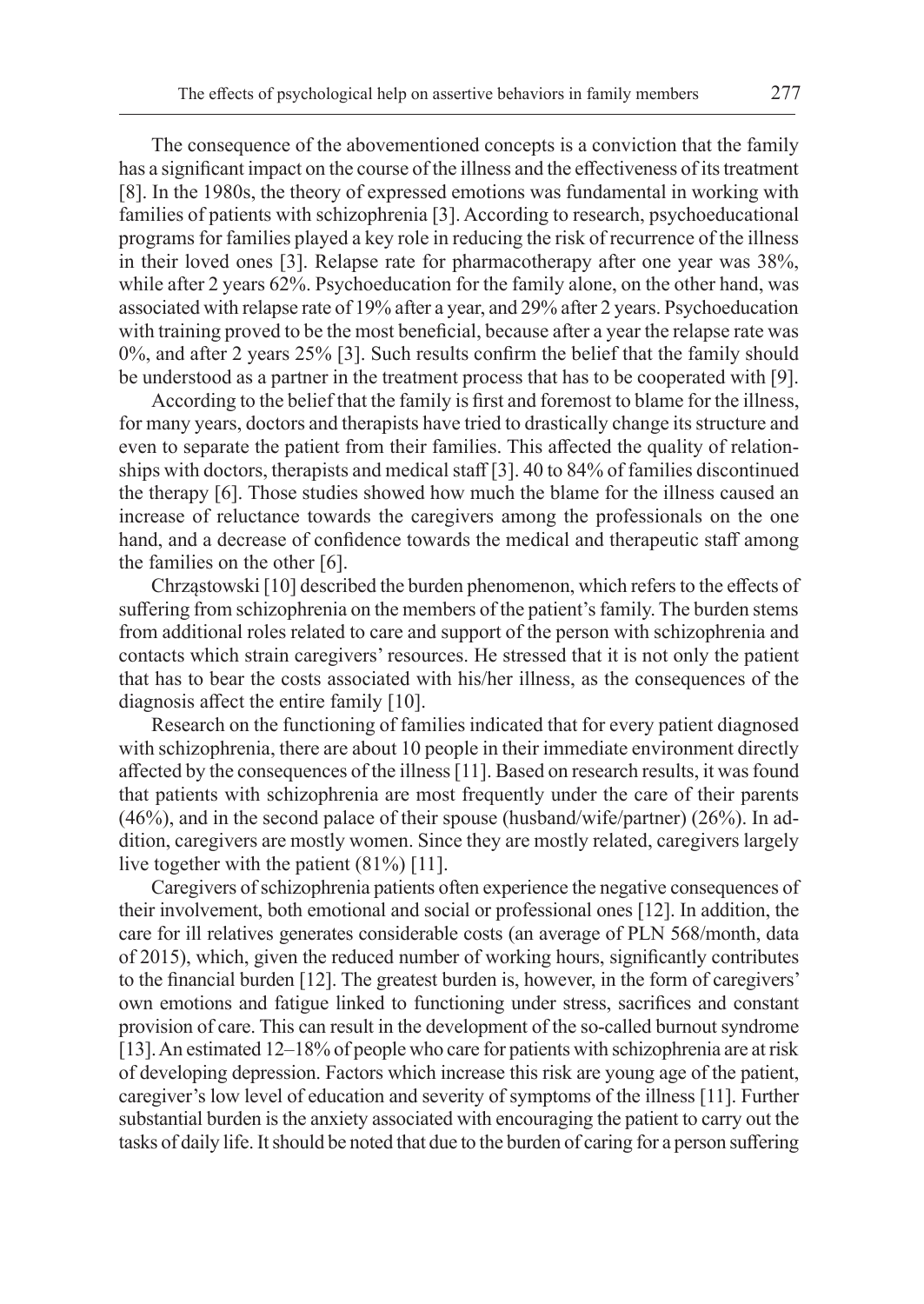The consequence of the abovementioned concepts is a conviction that the family has a significant impact on the course of the illness and the effectiveness of its treatment [8]. In the 1980s, the theory of expressed emotions was fundamental in working with families of patients with schizophrenia [3]. According to research, psychoeducational programs for families played a key role in reducing the risk of recurrence of the illness in their loved ones [3]. Relapse rate for pharmacotherapy after one year was 38%, while after 2 years 62%. Psychoeducation for the family alone, on the other hand, was associated with relapse rate of 19% after a year, and 29% after 2 years. Psychoeducation with training proved to be the most beneficial, because after a year the relapse rate was 0%, and after 2 years 25% [3]. Such results confirm the belief that the family should be understood as a partner in the treatment process that has to be cooperated with [9].

According to the belief that the family is first and foremost to blame for the illness, for many years, doctors and therapists have tried to drastically change its structure and even to separate the patient from their families. This affected the quality of relationships with doctors, therapists and medical staff [3]. 40 to 84% of families discontinued the therapy [6]. Those studies showed how much the blame for the illness caused an increase of reluctance towards the caregivers among the professionals on the one hand, and a decrease of confidence towards the medical and therapeutic staff among the families on the other [6].

Chrząstowski [10] described the burden phenomenon, which refers to the effects of suffering from schizophrenia on the members of the patient's family. The burden stems from additional roles related to care and support of the person with schizophrenia and contacts which strain caregivers' resources. He stressed that it is not only the patient that has to bear the costs associated with his/her illness, as the consequences of the diagnosis affect the entire family [10].

Research on the functioning of families indicated that for every patient diagnosed with schizophrenia, there are about 10 people in their immediate environment directly affected by the consequences of the illness [11]. Based on research results, it was found that patients with schizophrenia are most frequently under the care of their parents (46%), and in the second palace of their spouse (husband/wife/partner) (26%). In addition, caregivers are mostly women. Since they are mostly related, caregivers largely live together with the patient (81%) [11].

Caregivers of schizophrenia patients often experience the negative consequences of their involvement, both emotional and social or professional ones [12]. In addition, the care for ill relatives generates considerable costs (an average of PLN 568/month, data of 2015), which, given the reduced number of working hours, significantly contributes to the financial burden [12]. The greatest burden is, however, in the form of caregivers' own emotions and fatigue linked to functioning under stress, sacrifices and constant provision of care. This can result in the development of the so-called burnout syndrome [13]. An estimated 12–18% of people who care for patients with schizophrenia are at risk of developing depression. Factors which increase this risk are young age of the patient, caregiver's low level of education and severity of symptoms of the illness [11]. Further substantial burden is the anxiety associated with encouraging the patient to carry out the tasks of daily life. It should be noted that due to the burden of caring for a person suffering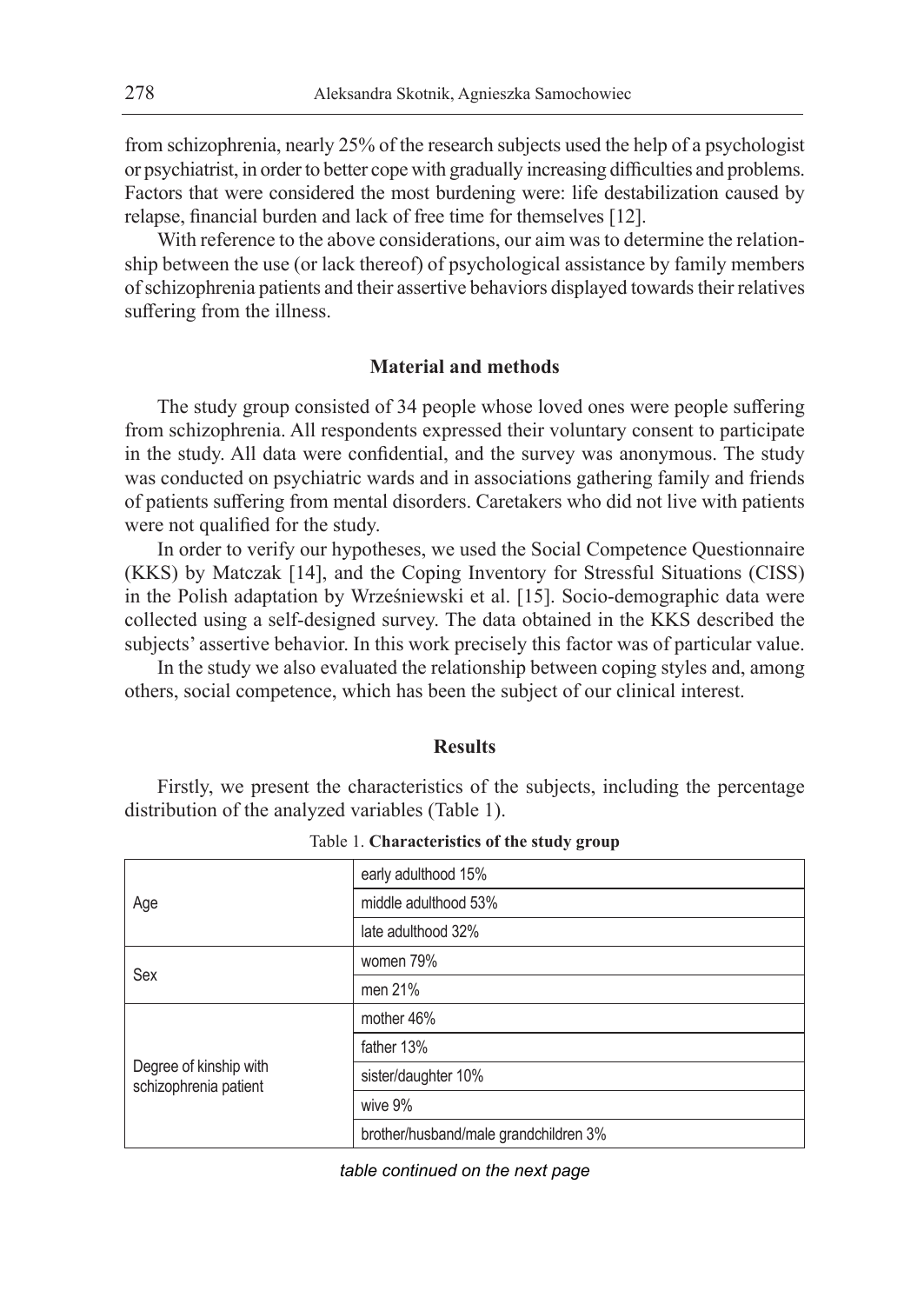from schizophrenia, nearly 25% of the research subjects used the help of a psychologist or psychiatrist, in order to better cope with gradually increasing difficulties and problems. Factors that were considered the most burdening were: life destabilization caused by relapse, financial burden and lack of free time for themselves [12].

With reference to the above considerations, our aim was to determine the relationship between the use (or lack thereof) of psychological assistance by family members of schizophrenia patients and their assertive behaviors displayed towards their relatives suffering from the illness.

## Material and methods

The study group consisted of 34 people whose loved ones were people suffering from schizophrenia. All respondents expressed their voluntary consent to participate in the study. All data were confidential, and the survey was anonymous. The study was conducted on psychiatric wards and in associations gathering family and friends of patients suffering from mental disorders. Caretakers who did not live with patients were not qualified for the study.

In order to verify our hypotheses, we used the Social Competence Questionnaire (KKS) by Matczak [14], and the Coping Inventory for Stressful Situations (CISS) in the Polish adaptation by Wrześniewski et al. [15]. Socio-demographic data were collected using a self-designed survey. The data obtained in the KKS described the subjects' assertive behavior. In this work precisely this factor was of particular value.

In the study we also evaluated the relationship between coping styles and, among others, social competence, which has been the subject of our clinical interest.

## Results

Firstly, we present the characteristics of the subjects, including the percentage distribution of the analyzed variables (Table 1).

Table 1. **Characteristics of the study group**

| | |
|---|---|
| Age | early adulthood 15% |
| | middle adulthood 53% |
| | late adulthood 32% |
| Sex | women 79% |
| | men 21% |
| Degree of kinship with schizophrenia patient | mother 46% |
| | father 13% |
| | sister/daughter 10% |
| | wive 9% |
| | brother/husband/male grandchildren 3% |

*table continued on the next page*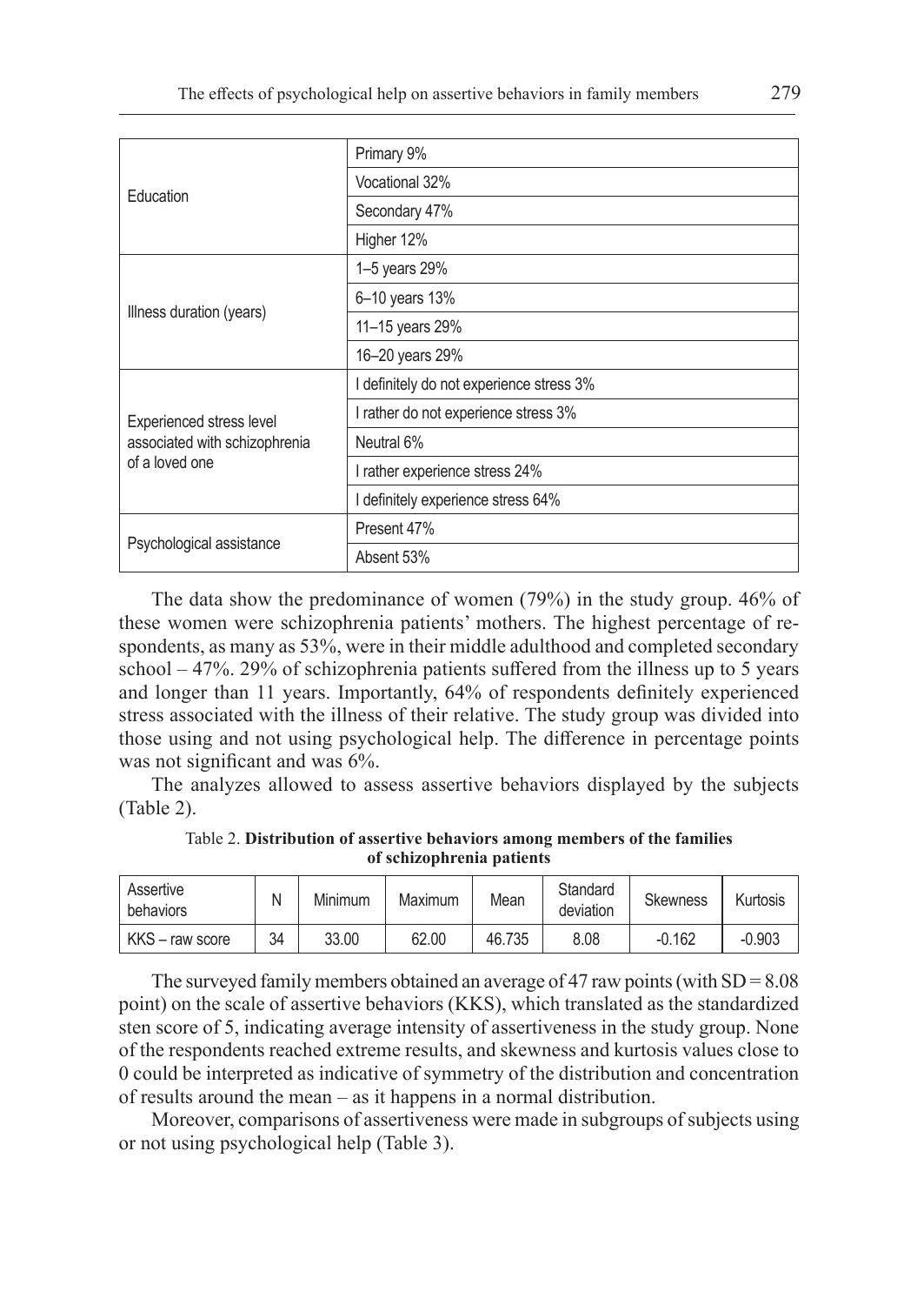| | |
|---|---|
| Education | Primary 9% |
| | Vocational 32% |
| | Secondary 47% |
| | Higher 12% |
| Illness duration (years) | 1–5 years 29% |
| | 6–10 years 13% |
| | 11–15 years 29% |
| | 16–20 years 29% |
| Experienced stress level associated with schizophrenia of a loved one | I definitely do not experience stress 3% |
| | I rather do not experience stress 3% |
| | Neutral 6% |
| | I rather experience stress 24% |
| | I definitely experience stress 64% |
| Psychological assistance | Present 47% |
| | Absent 53% |

The data show the predominance of women (79%) in the study group. 46% of these women were schizophrenia patients' mothers. The highest percentage of respondents, as many as 53%, were in their middle adulthood and completed secondary school – 47%. 29% of schizophrenia patients suffered from the illness up to 5 years and longer than 11 years. Importantly, 64% of respondents definitely experienced stress associated with the illness of their relative. The study group was divided into those using and not using psychological help. The difference in percentage points was not significant and was 6%.

The analyzes allowed to assess assertive behaviors displayed by the subjects (Table 2).

Table 2. **Distribution of assertive behaviors among members of the families of schizophrenia patients**

| Assertive behaviors | N | Minimum | Maximum | Mean | Standard deviation | Skewness | Kurtosis |
|---|---|---|---|---|---|---|---|
| KKS – raw score | 34 | 33.00 | 62.00 | 46.735 | 8.08 | -0.162 | -0.903 |

The surveyed family members obtained an average of 47 raw points (with SD = 8.08 point) on the scale of assertive behaviors (KKS), which translated as the standardized sten score of 5, indicating average intensity of assertiveness in the study group. None of the respondents reached extreme results, and skewness and kurtosis values close to 0 could be interpreted as indicative of symmetry of the distribution and concentration of results around the mean – as it happens in a normal distribution.

Moreover, comparisons of assertiveness were made in subgroups of subjects using or not using psychological help (Table 3).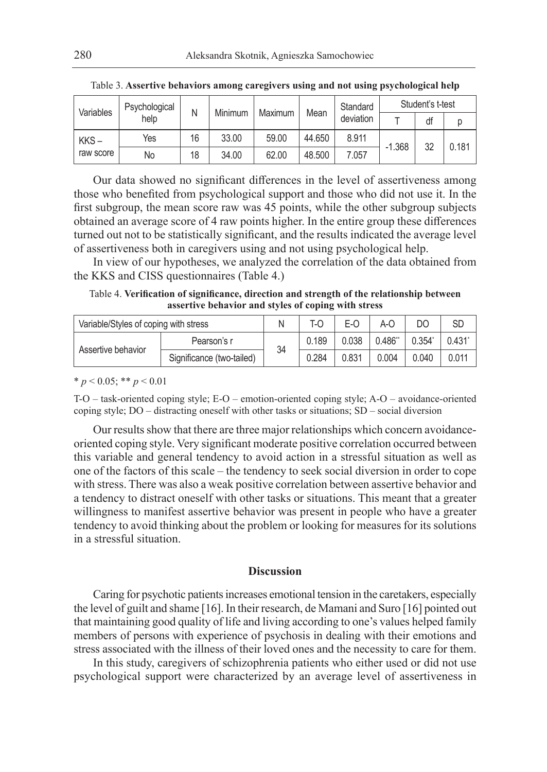Table 3. **Assertive behaviors among caregivers using and not using psychological help**

| Variables | Psychological help | N | Minimum | Maximum | Mean | Standard deviation | Student's t-test | | |
|---|---|---|---|---|---|---|---|---|---|
| | | | | | | | T | df | p |
| KKS – raw score | Yes | 16 | 33.00 | 59.00 | 44.650 | 8.911 | -1.368 | 32 | 0.181 |
| | No | 18 | 34.00 | 62.00 | 48.500 | 7.057 | | | |

Our data showed no significant differences in the level of assertiveness among those who benefited from psychological support and those who did not use it. In the first subgroup, the mean score raw was 45 points, while the other subgroup subjects obtained an average score of 4 raw points higher. In the entire group these differences turned out not to be statistically significant, and the results indicated the average level of assertiveness both in caregivers using and not using psychological help.

In view of our hypotheses, we analyzed the correlation of the data obtained from the KKS and CISS questionnaires (Table 4.)

Table 4. **Verification of significance, direction and strength of the relationship between assertive behavior and styles of coping with stress**

| Variable/Styles of coping with stress | | N | T-O | E-O | A-O | DO | SD |
|---|---|---|---|---|---|---|---|
| Assertive behavior | Pearson's r | 34 | 0.189 | 0.038 | 0.486** | 0.354* | 0.431* |
| | Significance (two-tailed) | | 0.284 | 0.831 | 0.004 | 0.040 | 0.011 |

* $p < 0.05$; ** $p < 0.01$

T-O – task-oriented coping style; E-O – emotion-oriented coping style; A-O – avoidance-oriented coping style; DO – distracting oneself with other tasks or situations; SD – social diversion

Our results show that there are three major relationships which concern avoidance-oriented coping style. Very significant moderate positive correlation occurred between this variable and general tendency to avoid action in a stressful situation as well as one of the factors of this scale – the tendency to seek social diversion in order to cope with stress. There was also a weak positive correlation between assertive behavior and a tendency to distract oneself with other tasks or situations. This meant that a greater willingness to manifest assertive behavior was present in people who have a greater tendency to avoid thinking about the problem or looking for measures for its solutions in a stressful situation.

## Discussion

Caring for psychotic patients increases emotional tension in the caretakers, especially the level of guilt and shame [16]. In their research, de Mamani and Suro [16] pointed out that maintaining good quality of life and living according to one's values helped family members of persons with experience of psychosis in dealing with their emotions and stress associated with the illness of their loved ones and the necessity to care for them.

In this study, caregivers of schizophrenia patients who either used or did not use psychological support were characterized by an average level of assertiveness in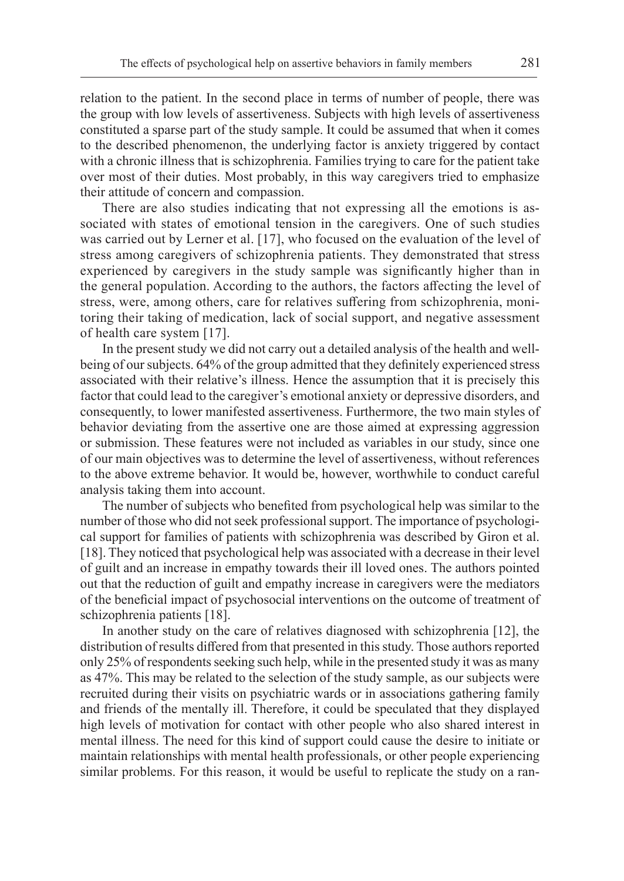relation to the patient. In the second place in terms of number of people, there was the group with low levels of assertiveness. Subjects with high levels of assertiveness constituted a sparse part of the study sample. It could be assumed that when it comes to the described phenomenon, the underlying factor is anxiety triggered by contact with a chronic illness that is schizophrenia. Families trying to care for the patient take over most of their duties. Most probably, in this way caregivers tried to emphasize their attitude of concern and compassion.

There are also studies indicating that not expressing all the emotions is associated with states of emotional tension in the caregivers. One of such studies was carried out by Lerner et al. [17], who focused on the evaluation of the level of stress among caregivers of schizophrenia patients. They demonstrated that stress experienced by caregivers in the study sample was significantly higher than in the general population. According to the authors, the factors affecting the level of stress, were, among others, care for relatives suffering from schizophrenia, monitoring their taking of medication, lack of social support, and negative assessment of health care system [17].

In the present study we did not carry out a detailed analysis of the health and well-being of our subjects. 64% of the group admitted that they definitely experienced stress associated with their relative's illness. Hence the assumption that it is precisely this factor that could lead to the caregiver's emotional anxiety or depressive disorders, and consequently, to lower manifested assertiveness. Furthermore, the two main styles of behavior deviating from the assertive one are those aimed at expressing aggression or submission. These features were not included as variables in our study, since one of our main objectives was to determine the level of assertiveness, without references to the above extreme behavior. It would be, however, worthwhile to conduct careful analysis taking them into account.

The number of subjects who benefited from psychological help was similar to the number of those who did not seek professional support. The importance of psychological support for families of patients with schizophrenia was described by Giron et al. [18]. They noticed that psychological help was associated with a decrease in their level of guilt and an increase in empathy towards their ill loved ones. The authors pointed out that the reduction of guilt and empathy increase in caregivers were the mediators of the beneficial impact of psychosocial interventions on the outcome of treatment of schizophrenia patients [18].

In another study on the care of relatives diagnosed with schizophrenia [12], the distribution of results differed from that presented in this study. Those authors reported only 25% of respondents seeking such help, while in the presented study it was as many as 47%. This may be related to the selection of the study sample, as our subjects were recruited during their visits on psychiatric wards or in associations gathering family and friends of the mentally ill. Therefore, it could be speculated that they displayed high levels of motivation for contact with other people who also shared interest in mental illness. The need for this kind of support could cause the desire to initiate or maintain relationships with mental health professionals, or other people experiencing similar problems. For this reason, it would be useful to replicate the study on a ran-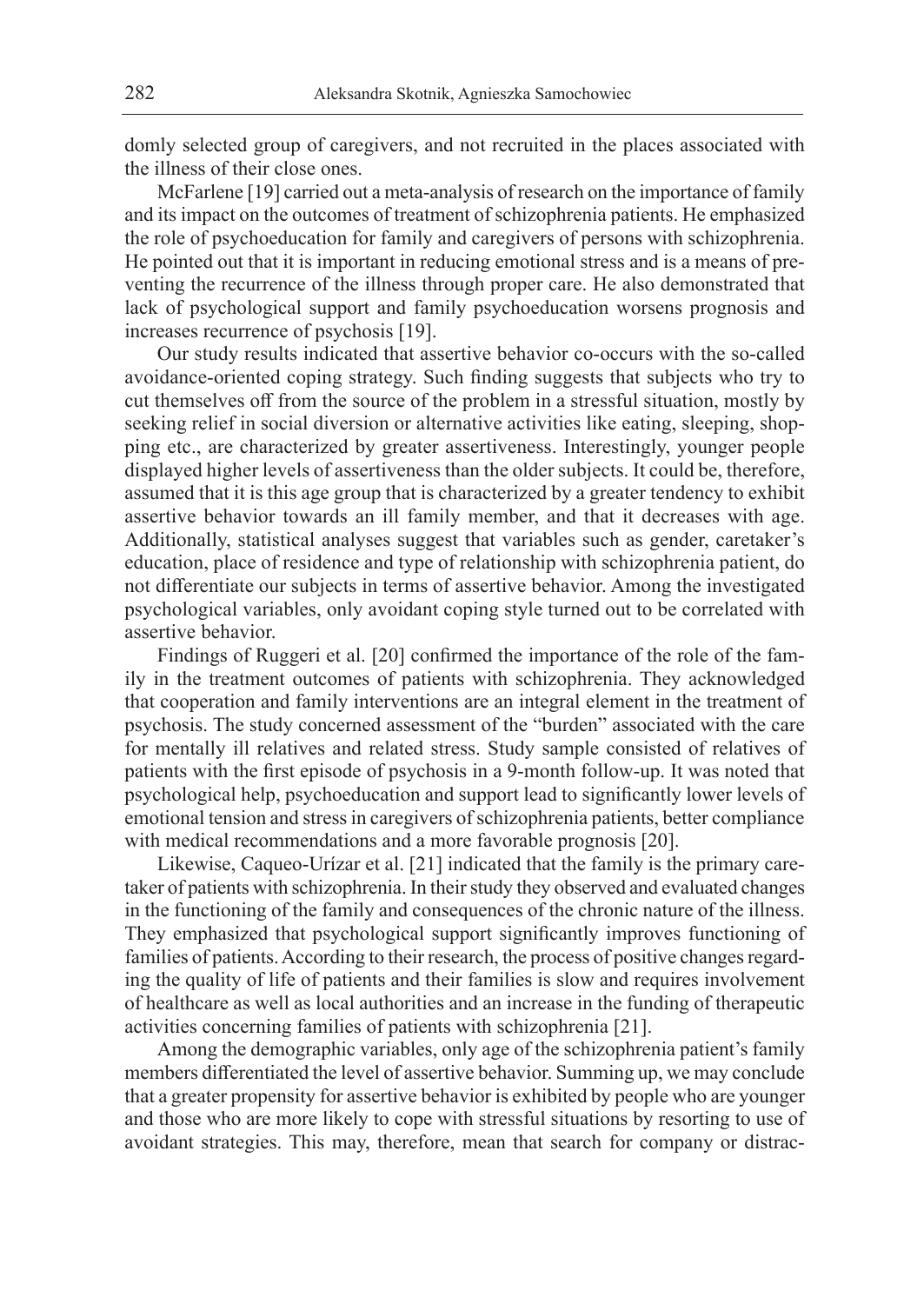domly selected group of caregivers, and not recruited in the places associated with the illness of their close ones.

McFarlene [19] carried out a meta-analysis of research on the importance of family and its impact on the outcomes of treatment of schizophrenia patients. He emphasized the role of psychoeducation for family and caregivers of persons with schizophrenia. He pointed out that it is important in reducing emotional stress and is a means of preventing the recurrence of the illness through proper care. He also demonstrated that lack of psychological support and family psychoeducation worsens prognosis and increases recurrence of psychosis [19].

Our study results indicated that assertive behavior co-occurs with the so-called avoidance-oriented coping strategy. Such finding suggests that subjects who try to cut themselves off from the source of the problem in a stressful situation, mostly by seeking relief in social diversion or alternative activities like eating, sleeping, shopping etc., are characterized by greater assertiveness. Interestingly, younger people displayed higher levels of assertiveness than the older subjects. It could be, therefore, assumed that it is this age group that is characterized by a greater tendency to exhibit assertive behavior towards an ill family member, and that it decreases with age. Additionally, statistical analyses suggest that variables such as gender, caretaker's education, place of residence and type of relationship with schizophrenia patient, do not differentiate our subjects in terms of assertive behavior. Among the investigated psychological variables, only avoidant coping style turned out to be correlated with assertive behavior.

Findings of Ruggeri et al. [20] confirmed the importance of the role of the family in the treatment outcomes of patients with schizophrenia. They acknowledged that cooperation and family interventions are an integral element in the treatment of psychosis. The study concerned assessment of the "burden" associated with the care for mentally ill relatives and related stress. Study sample consisted of relatives of patients with the first episode of psychosis in a 9-month follow-up. It was noted that psychological help, psychoeducation and support lead to significantly lower levels of emotional tension and stress in caregivers of schizophrenia patients, better compliance with medical recommendations and a more favorable prognosis [20].

Likewise, Caqueo-Urízar et al. [21] indicated that the family is the primary caretaker of patients with schizophrenia. In their study they observed and evaluated changes in the functioning of the family and consequences of the chronic nature of the illness. They emphasized that psychological support significantly improves functioning of families of patients. According to their research, the process of positive changes regarding the quality of life of patients and their families is slow and requires involvement of healthcare as well as local authorities and an increase in the funding of therapeutic activities concerning families of patients with schizophrenia [21].

Among the demographic variables, only age of the schizophrenia patient's family members differentiated the level of assertive behavior. Summing up, we may conclude that a greater propensity for assertive behavior is exhibited by people who are younger and those who are more likely to cope with stressful situations by resorting to use of avoidant strategies. This may, therefore, mean that search for company or distrac-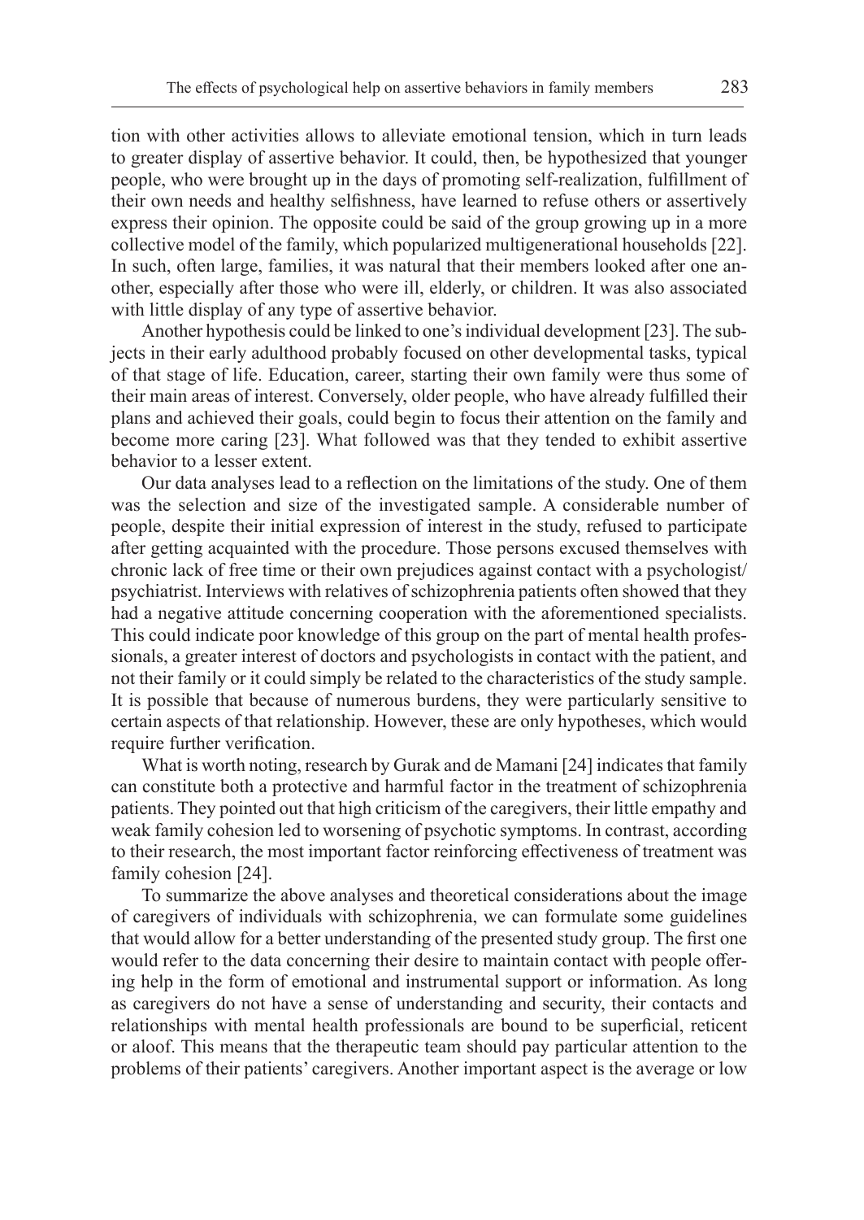tion with other activities allows to alleviate emotional tension, which in turn leads to greater display of assertive behavior. It could, then, be hypothesized that younger people, who were brought up in the days of promoting self-realization, fulfillment of their own needs and healthy selfishness, have learned to refuse others or assertively express their opinion. The opposite could be said of the group growing up in a more collective model of the family, which popularized multigenerational households [22]. In such, often large, families, it was natural that their members looked after one another, especially after those who were ill, elderly, or children. It was also associated with little display of any type of assertive behavior.

Another hypothesis could be linked to one's individual development [23]. The subjects in their early adulthood probably focused on other developmental tasks, typical of that stage of life. Education, career, starting their own family were thus some of their main areas of interest. Conversely, older people, who have already fulfilled their plans and achieved their goals, could begin to focus their attention on the family and become more caring [23]. What followed was that they tended to exhibit assertive behavior to a lesser extent.

Our data analyses lead to a reflection on the limitations of the study. One of them was the selection and size of the investigated sample. A considerable number of people, despite their initial expression of interest in the study, refused to participate after getting acquainted with the procedure. Those persons excused themselves with chronic lack of free time or their own prejudices against contact with a psychologist/psychiatrist. Interviews with relatives of schizophrenia patients often showed that they had a negative attitude concerning cooperation with the aforementioned specialists. This could indicate poor knowledge of this group on the part of mental health professionals, a greater interest of doctors and psychologists in contact with the patient, and not their family or it could simply be related to the characteristics of the study sample. It is possible that because of numerous burdens, they were particularly sensitive to certain aspects of that relationship. However, these are only hypotheses, which would require further verification.

What is worth noting, research by Gurak and de Mamani [24] indicates that family can constitute both a protective and harmful factor in the treatment of schizophrenia patients. They pointed out that high criticism of the caregivers, their little empathy and weak family cohesion led to worsening of psychotic symptoms. In contrast, according to their research, the most important factor reinforcing effectiveness of treatment was family cohesion [24].

To summarize the above analyses and theoretical considerations about the image of caregivers of individuals with schizophrenia, we can formulate some guidelines that would allow for a better understanding of the presented study group. The first one would refer to the data concerning their desire to maintain contact with people offering help in the form of emotional and instrumental support or information. As long as caregivers do not have a sense of understanding and security, their contacts and relationships with mental health professionals are bound to be superficial, reticent or aloof. This means that the therapeutic team should pay particular attention to the problems of their patients' caregivers. Another important aspect is the average or low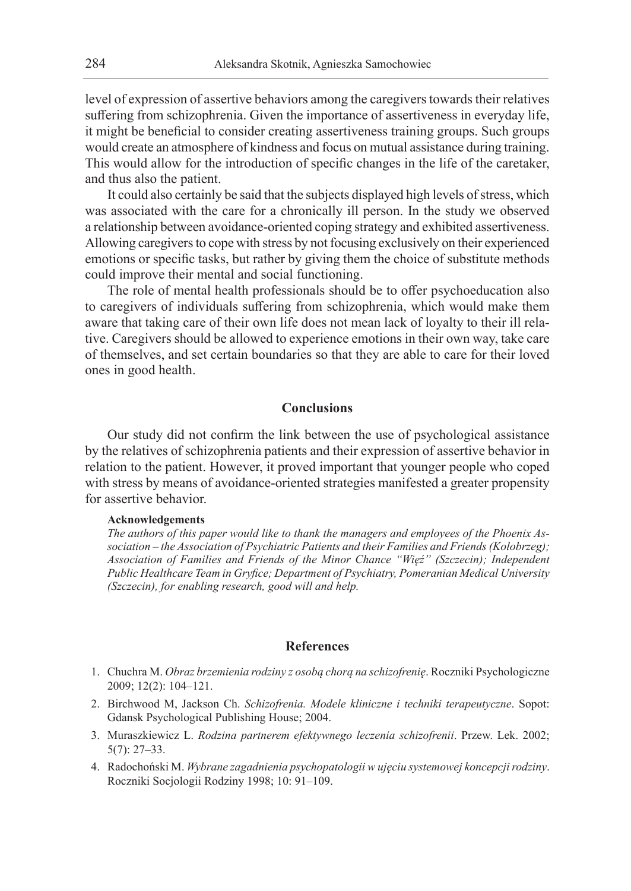level of expression of assertive behaviors among the caregivers towards their relatives suffering from schizophrenia. Given the importance of assertiveness in everyday life, it might be beneficial to consider creating assertiveness training groups. Such groups would create an atmosphere of kindness and focus on mutual assistance during training. This would allow for the introduction of specific changes in the life of the caretaker, and thus also the patient.

It could also certainly be said that the subjects displayed high levels of stress, which was associated with the care for a chronically ill person. In the study we observed a relationship between avoidance-oriented coping strategy and exhibited assertiveness. Allowing caregivers to cope with stress by not focusing exclusively on their experienced emotions or specific tasks, but rather by giving them the choice of substitute methods could improve their mental and social functioning.

The role of mental health professionals should be to offer psychoeducation also to caregivers of individuals suffering from schizophrenia, which would make them aware that taking care of their own life does not mean lack of loyalty to their ill relative. Caregivers should be allowed to experience emotions in their own way, take care of themselves, and set certain boundaries so that they are able to care for their loved ones in good health.

## Conclusions

Our study did not confirm the link between the use of psychological assistance by the relatives of schizophrenia patients and their expression of assertive behavior in relation to the patient. However, it proved important that younger people who coped with stress by means of avoidance-oriented strategies manifested a greater propensity for assertive behavior.

**Acknowledgements**

*The authors of this paper would like to thank the managers and employees of the Phoenix Association – the Association of Psychiatric Patients and their Families and Friends (Kolobrzeg); Association of Families and Friends of the Minor Chance "Więź" (Szczecin); Independent Public Healthcare Team in Gryfice; Department of Psychiatry, Pomeranian Medical University (Szczecin), for enabling research, good will and help.*

## References

1. Chuchra M. *Obraz brzemienia rodziny z osobą chorą na schizofrenię*. Roczniki Psychologiczne 2009; 12(2): 104–121.
2. Birchwood M, Jackson Ch. *Schizofrenia. Modele kliniczne i techniki terapeutyczne*. Sopot: Gdansk Psychological Publishing House; 2004.
3. Muraszkiewicz L. *Rodzina partnerem efektywnego leczenia schizofrenii*. Przew. Lek. 2002; 5(7): 27–33.
4. Radochoński M. *Wybrane zagadnienia psychopatologii w ujęciu systemowej koncepcji rodziny*. Roczniki Socjologii Rodziny 1998; 10: 91–109.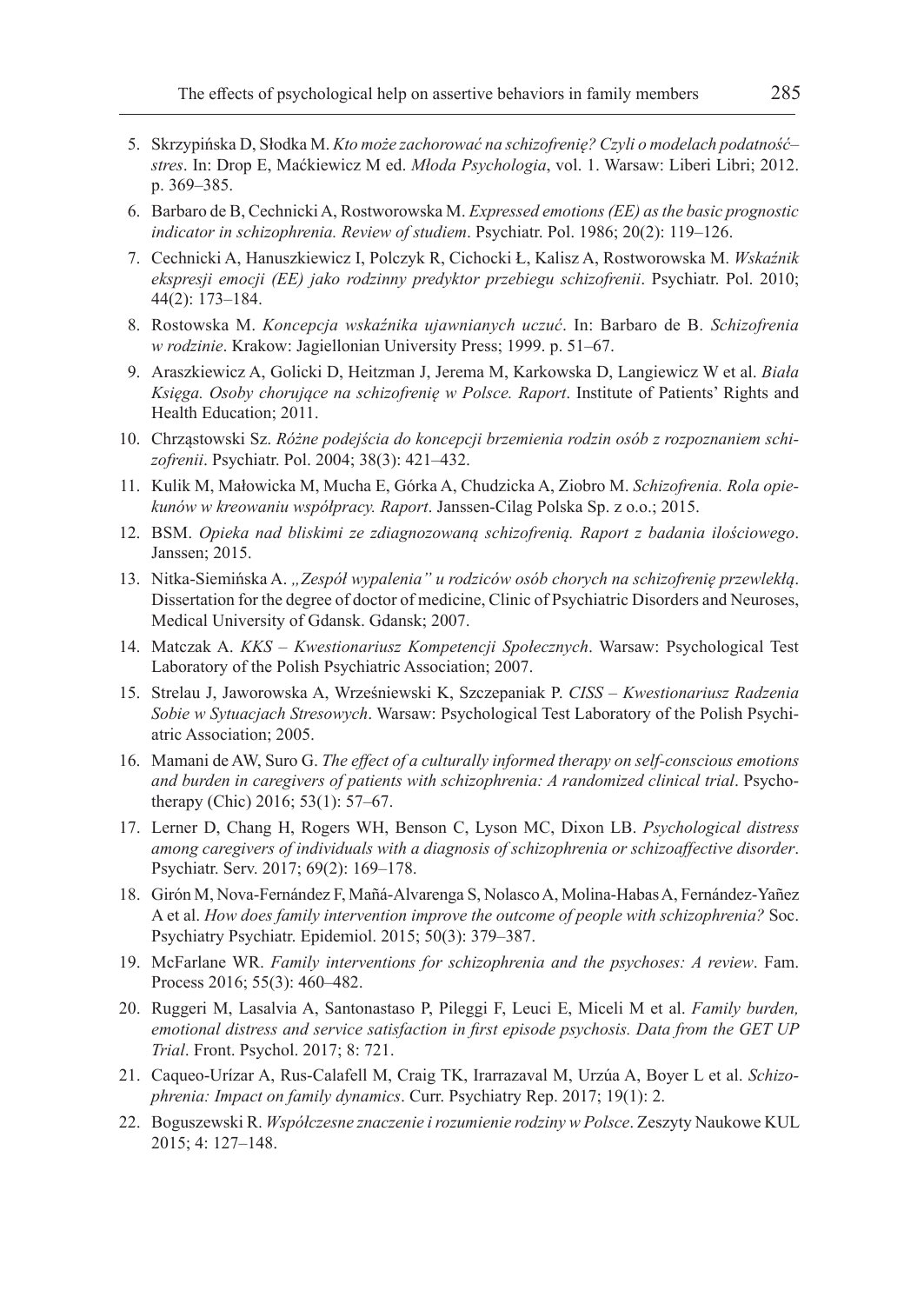5. Skrzypińska D, Słodka M. *Kto może zachorować na schizofrenię? Czyli o modelach podatność–stres*. In: Drop E, Maćkiewicz M ed. *Młoda Psychologia*, vol. 1. Warsaw: Liberi Libri; 2012. p. 369–385.
6. Barbaro de B, Cechnicki A, Rostworowska M. *Expressed emotions (EE) as the basic prognostic indicator in schizophrenia. Review of studiem*. Psychiatr. Pol. 1986; 20(2): 119–126.
7. Cechnicki A, Hanuszkiewicz I, Polczyk R, Cichocki Ł, Kalisz A, Rostworowska M. *Wskaźnik ekspresji emocji (EE) jako rodzinny predyktor przebiegu schizofrenii*. Psychiatr. Pol. 2010; 44(2): 173–184.
8. Rostowska M. *Koncepcja wskaźnika ujawnianych uczuć*. In: Barbaro de B. *Schizofrenia w rodzinie*. Krakow: Jagiellonian University Press; 1999. p. 51–67.
9. Araszkiewicz A, Golicki D, Heitzman J, Jerema M, Karkowska D, Langiewicz W et al. *Biała Księga. Osoby chorujące na schizofrenię w Polsce. Raport*. Institute of Patients' Rights and Health Education; 2011.
10. Chrząstowski Sz. *Różne podejścia do koncepcji brzemienia rodzin osób z rozpoznaniem schizofrenii*. Psychiatr. Pol. 2004; 38(3): 421–432.
11. Kulik M, Małowicka M, Mucha E, Górka A, Chudzicka A, Ziobro M. *Schizofrenia. Rola opiekunów w kreowaniu współpracy. Raport*. Janssen-Cilag Polska Sp. z o.o.; 2015.
12. BSM. *Opieka nad bliskimi ze zdiagnozowaną schizofrenią. Raport z badania ilościowego*. Janssen; 2015.
13. Nitka-Siemińska A. *„Zespół wypalenia" u rodziców osób chorych na schizofrenię przewlekłą*. Dissertation for the degree of doctor of medicine, Clinic of Psychiatric Disorders and Neuroses, Medical University of Gdansk. Gdansk; 2007.
14. Matczak A. *KKS – Kwestionariusz Kompetencji Społecznych*. Warsaw: Psychological Test Laboratory of the Polish Psychiatric Association; 2007.
15. Strelau J, Jaworowska A, Wrześniewski K, Szczepaniak P. *CISS – Kwestionariusz Radzenia Sobie w Sytuacjach Stresowych*. Warsaw: Psychological Test Laboratory of the Polish Psychiatric Association; 2005.
16. Mamani de AW, Suro G. *The effect of a culturally informed therapy on self-conscious emotions and burden in caregivers of patients with schizophrenia: A randomized clinical trial*. Psychotherapy (Chic) 2016; 53(1): 57–67.
17. Lerner D, Chang H, Rogers WH, Benson C, Lyson MC, Dixon LB. *Psychological distress among caregivers of individuals with a diagnosis of schizophrenia or schizoaffective disorder*. Psychiatr. Serv. 2017; 69(2): 169–178.
18. Girón M, Nova-Fernández F, Mañá-Alvarenga S, Nolasco A, Molina-Habas A, Fernández-Yañez A et al. *How does family intervention improve the outcome of people with schizophrenia?* Soc. Psychiatry Psychiatr. Epidemiol. 2015; 50(3): 379–387.
19. McFarlane WR. *Family interventions for schizophrenia and the psychoses: A review*. Fam. Process 2016; 55(3): 460–482.
20. Ruggeri M, Lasalvia A, Santonastaso P, Pileggi F, Leuci E, Miceli M et al. *Family burden, emotional distress and service satisfaction in first episode psychosis. Data from the GET UP Trial*. Front. Psychol. 2017; 8: 721.
21. Caqueo-Urízar A, Rus-Calafell M, Craig TK, Irarrazaval M, Urzúa A, Boyer L et al. *Schizophrenia: Impact on family dynamics*. Curr. Psychiatry Rep. 2017; 19(1): 2.
22. Boguszewski R. *Współczesne znaczenie i rozumienie rodziny w Polsce*. Zeszyty Naukowe KUL 2015; 4: 127–148.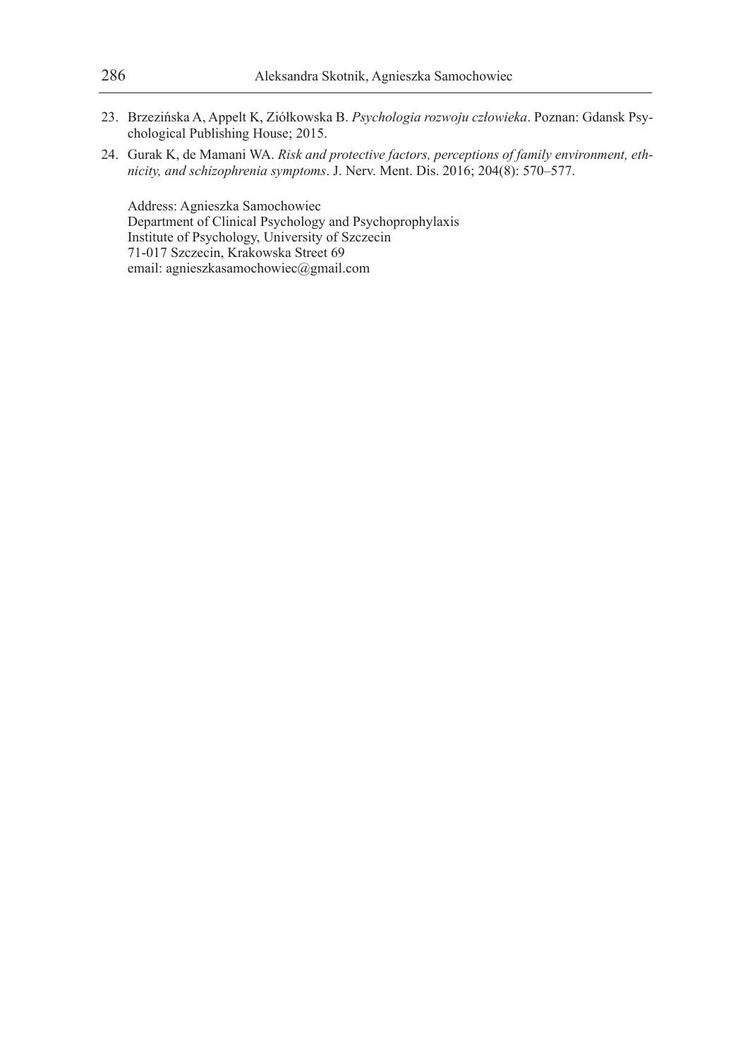23. Brzezińska A, Appelt K, Ziółkowska B. *Psychologia rozwoju człowieka*. Poznan: Gdansk Psychological Publishing House; 2015.
24. Gurak K, de Mamani WA. *Risk and protective factors, perceptions of family environment, ethnicity, and schizophrenia symptoms*. J. Nerv. Ment. Dis. 2016; 204(8): 570–577.

Address: Agnieszka Samochowiec
Department of Clinical Psychology and Psychoprophylaxis
Institute of Psychology, University of Szczecin
71-017 Szczecin, Krakowska Street 69
email: agnieszkasamochowiec@gmail.com